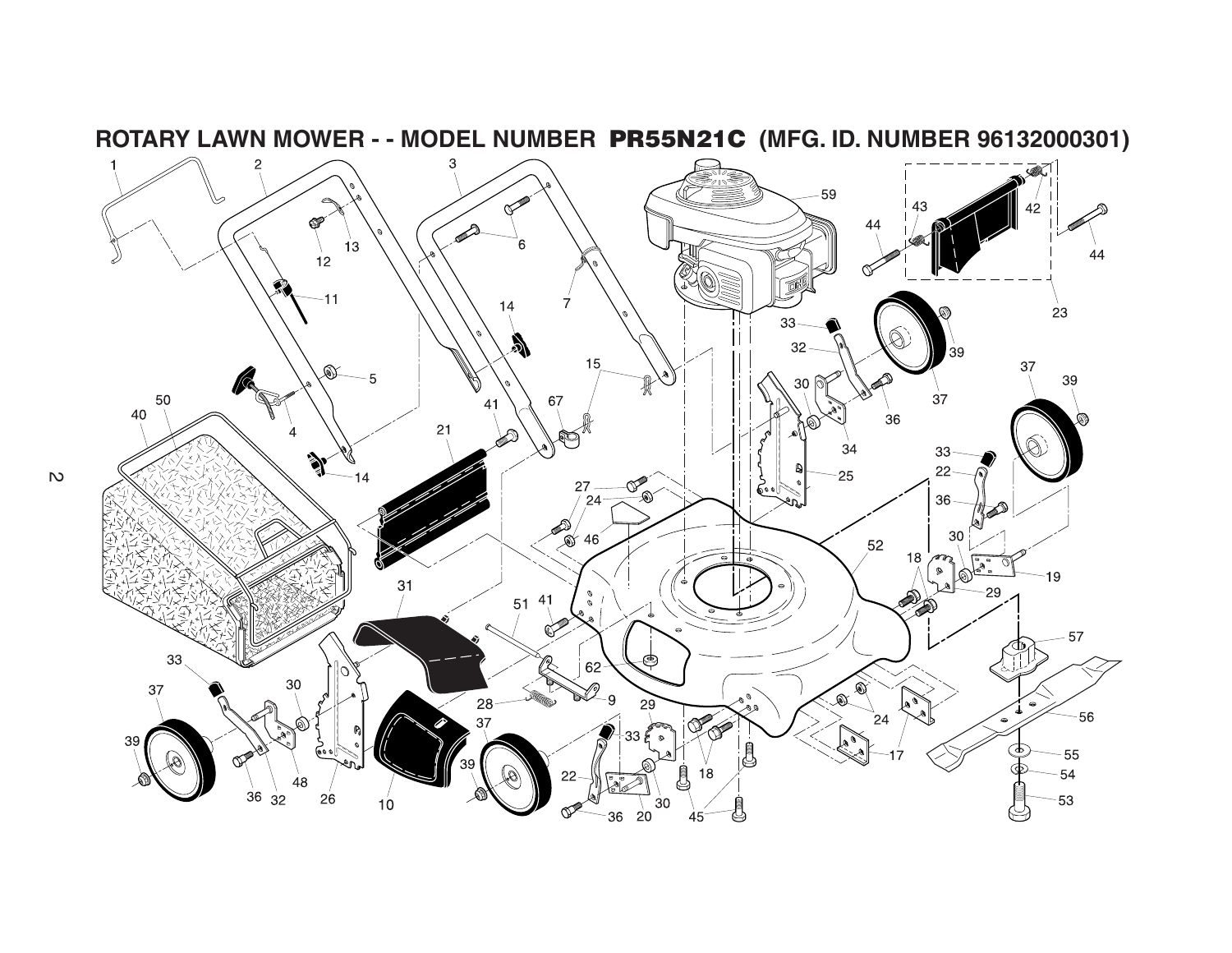# ROTARY LAWN MOWER - - MODEL NUMBER PR55N21C (MFG. ID. NUMBER 96132000301)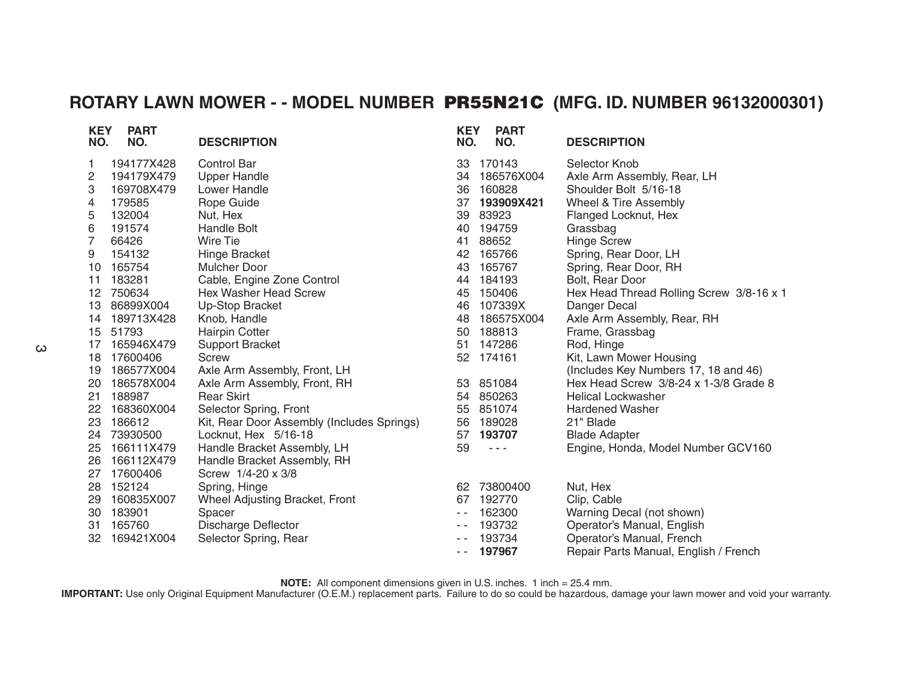## ROTARY LAWN MOWER - - MODEL NUMBER **PR55N21C** (MFG. ID. NUMBER 96132000301)

| KEY NO. | PART NO. | DESCRIPTION |
|---|---|---|
| 1 | 194177X428 | Control Bar |
| 2 | 194179X479 | Upper Handle |
| 3 | 169708X479 | Lower Handle |
| 4 | 179585 | Rope Guide |
| 5 | 132004 | Nut, Hex |
| 6 | 191574 | Handle Bolt |
| 7 | 66426 | Wire Tie |
| 9 | 154132 | Hinge Bracket |
| 10 | 165754 | Mulcher Door |
| 11 | 183281 | Cable, Engine Zone Control |
| 12 | 750634 | Hex Washer Head Screw |
| 13 | 86899X004 | Up-Stop Bracket |
| 14 | 189713X428 | Knob, Handle |
| 15 | 51793 | Hairpin Cotter |
| 17 | 165946X479 | Support Bracket |
| 18 | 17600406 | Screw |
| 19 | 186577X004 | Axle Arm Assembly, Front, LH |
| 20 | 186578X004 | Axle Arm Assembly, Front, RH |
| 21 | 188987 | Rear Skirt |
| 22 | 168360X004 | Selector Spring, Front |
| 23 | 186612 | Kit, Rear Door Assembly (Includes Springs) |
| 24 | 73930500 | Locknut, Hex 5/16-18 |
| 25 | 166111X479 | Handle Bracket Assembly, LH |
| 26 | 166112X479 | Handle Bracket Assembly, RH |
| 27 | 17600406 | Screw 1/4-20 x 3/8 |
| 28 | 152124 | Spring, Hinge |
| 29 | 160835X007 | Wheel Adjusting Bracket, Front |
| 30 | 183901 | Spacer |
| 31 | 165760 | Discharge Deflector |
| 32 | 169421X004 | Selector Spring, Rear |
| 33 | 170143 | Selector Knob |
| 34 | 186576X004 | Axle Arm Assembly, Rear, LH |
| 36 | 160828 | Shoulder Bolt 5/16-18 |
| 37 | **193909X421** | Wheel & Tire Assembly |
| 39 | 83923 | Flanged Locknut, Hex |
| 40 | 194759 | Grassbag |
| 41 | 88652 | Hinge Screw |
| 42 | 165766 | Spring, Rear Door, LH |
| 43 | 165767 | Spring, Rear Door, RH |
| 44 | 184193 | Bolt, Rear Door |
| 45 | 150406 | Hex Head Thread Rolling Screw 3/8-16 x 1 |
| 46 | 107339X | Danger Decal |
| 48 | 186575X004 | Axle Arm Assembly, Rear, RH |
| 50 | 188813 | Frame, Grassbag |
| 51 | 147286 | Rod, Hinge |
| 52 | 174161 | Kit, Lawn Mower Housing (Includes Key Numbers 17, 18 and 46) |
| 53 | 851084 | Hex Head Screw 3/8-24 x 1-3/8 Grade 8 |
| 54 | 850263 | Helical Lockwasher |
| 55 | 851074 | Hardened Washer |
| 56 | 189028 | 21" Blade |
| 57 | **193707** | Blade Adapter |
| 59 | - - - | Engine, Honda, Model Number GCV160 |
| 62 | 73800400 | Nut, Hex |
| 67 | 192770 | Clip, Cable |
| - - | 162300 | Warning Decal (not shown) |
| - - | 193732 | Operator's Manual, English |
| - - | 193734 | Operator's Manual, French |
| - - | **197967** | Repair Parts Manual, English / French |

**NOTE:** All component dimensions given in U.S. inches. 1 inch = 25.4 mm.

**IMPORTANT:** Use only Original Equipment Manufacturer (O.E.M.) replacement parts. Failure to do so could be hazardous, damage your lawn mower and void your warranty.